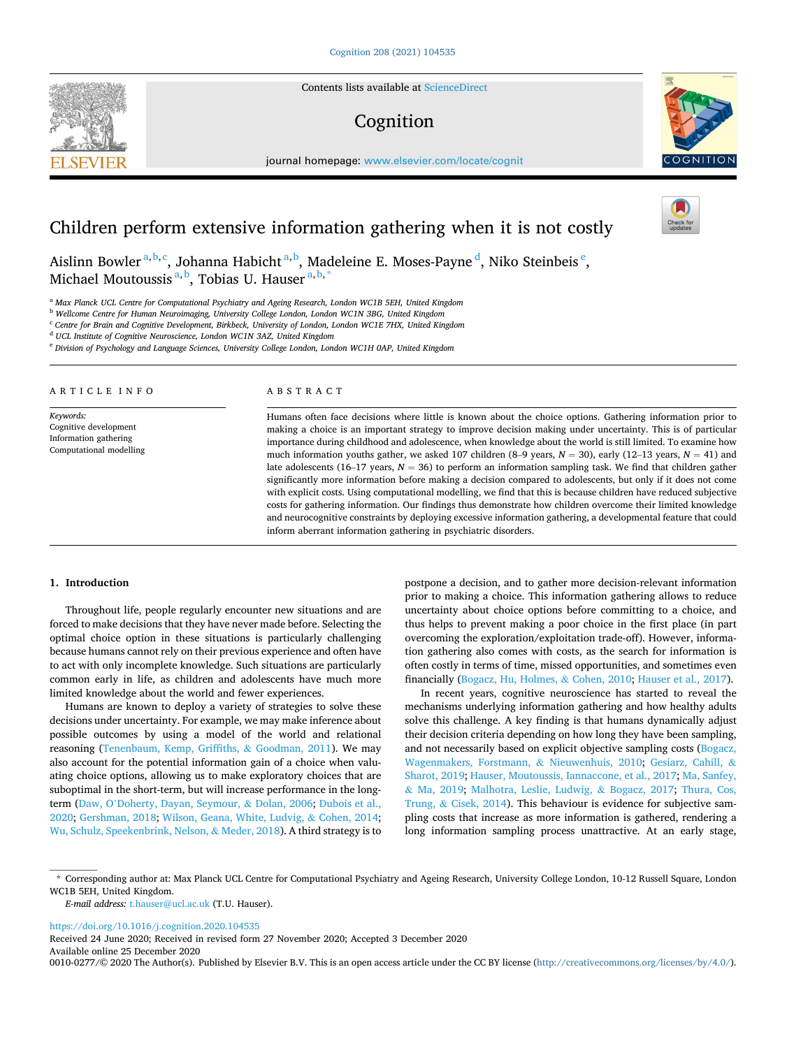# Children perform extensive information gathering when it is not costly

Aislinn Bowler[a,b,c], Johanna Habicht[a,b], Madeleine E. Moses-Payne[d], Niko Steinbeis[e], Michael Moutoussis[a,b], Tobias U. Hauser[a,b,*]

[a] Max Planck UCL Centre for Computational Psychiatry and Ageing Research, London WC1B 5EH, United Kingdom
[b] Wellcome Centre for Human Neuroimaging, University College London, London WC1N 3BG, United Kingdom
[c] Centre for Brain and Cognitive Development, Birkbeck, University of London, London WC1E 7HX, United Kingdom
[d] UCL Institute of Cognitive Neuroscience, London WC1N 3AZ, United Kingdom
[e] Division of Psychology and Language Sciences, University College London, London WC1H 0AP, United Kingdom

## ARTICLE INFO

*Keywords:*
Cognitive development
Information gathering
Computational modelling

## ABSTRACT

Humans often face decisions where little is known about the choice options. Gathering information prior to making a choice is an important strategy to improve decision making under uncertainty. This is of particular importance during childhood and adolescence, when knowledge about the world is still limited. To examine how much information youths gather, we asked 107 children (8–9 years, $N = 30$), early (12–13 years, $N = 41$) and late adolescents (16–17 years, $N = 36$) to perform an information sampling task. We find that children gather significantly more information before making a decision compared to adolescents, but only if it does not come with explicit costs. Using computational modelling, we find that this is because children have reduced subjective costs for gathering information. Our findings thus demonstrate how children overcome their limited knowledge and neurocognitive constraints by deploying excessive information gathering, a developmental feature that could inform aberrant information gathering in psychiatric disorders.

## 1. Introduction

Throughout life, people regularly encounter new situations and are forced to make decisions that they have never made before. Selecting the optimal choice option in these situations is particularly challenging because humans cannot rely on their previous experience and often have to act with only incomplete knowledge. Such situations are particularly common early in life, as children and adolescents have much more limited knowledge about the world and fewer experiences.

Humans are known to deploy a variety of strategies to solve these decisions under uncertainty. For example, we may make inference about possible outcomes by using a model of the world and relational reasoning (Tenenbaum, Kemp, Griffiths, & Goodman, 2011). We may also account for the potential information gain of a choice when valuating choice options, allowing us to make exploratory choices that are suboptimal in the short-term, but will increase performance in the long-term (Daw, O'Doherty, Dayan, Seymour, & Dolan, 2006; Dubois et al., 2020; Gershman, 2018; Wilson, Geana, White, Ludvig, & Cohen, 2014; Wu, Schulz, Speekenbrink, Nelson, & Meder, 2018). A third strategy is to postpone a decision, and to gather more decision-relevant information prior to making a choice. This information gathering allows to reduce uncertainty about choice options before committing to a choice, and thus helps to prevent making a poor choice in the first place (in part overcoming the exploration/exploitation trade-off). However, information gathering also comes with costs, as the search for information is often costly in terms of time, missed opportunities, and sometimes even financially (Bogacz, Hu, Holmes, & Cohen, 2010; Hauser et al., 2017).

In recent years, cognitive neuroscience has started to reveal the mechanisms underlying information gathering and how healthy adults solve this challenge. A key finding is that humans dynamically adjust their decision criteria depending on how long they have been sampling, and not necessarily based on explicit objective sampling costs (Bogacz, Wagenmakers, Forstmann, & Nieuwenhuis, 2010; Gesiarz, Cahill, & Sharot, 2019; Hauser, Moutoussis, Iannaccone, et al., 2017; Ma, Sanfey, & Ma, 2019; Malhotra, Leslie, Ludwig, & Bogacz, 2017; Thura, Cos, Trung, & Cisek, 2014). This behaviour is evidence for subjective sampling costs that increase as more information is gathered, rendering a long information sampling process unattractive. At an early stage,

\* Corresponding author at: Max Planck UCL Centre for Computational Psychiatry and Ageing Research, University College London, 10-12 Russell Square, London WC1B 5EH, United Kingdom.
*E-mail address:* t.hauser@ucl.ac.uk (T.U. Hauser).

https://doi.org/10.1016/j.cognition.2020.104535
Received 24 June 2020; Received in revised form 27 November 2020; Accepted 3 December 2020
Available online 25 December 2020
0010-0277/© 2020 The Author(s). Published by Elsevier B.V. This is an open access article under the CC BY license (http://creativecommons.org/licenses/by/4.0/).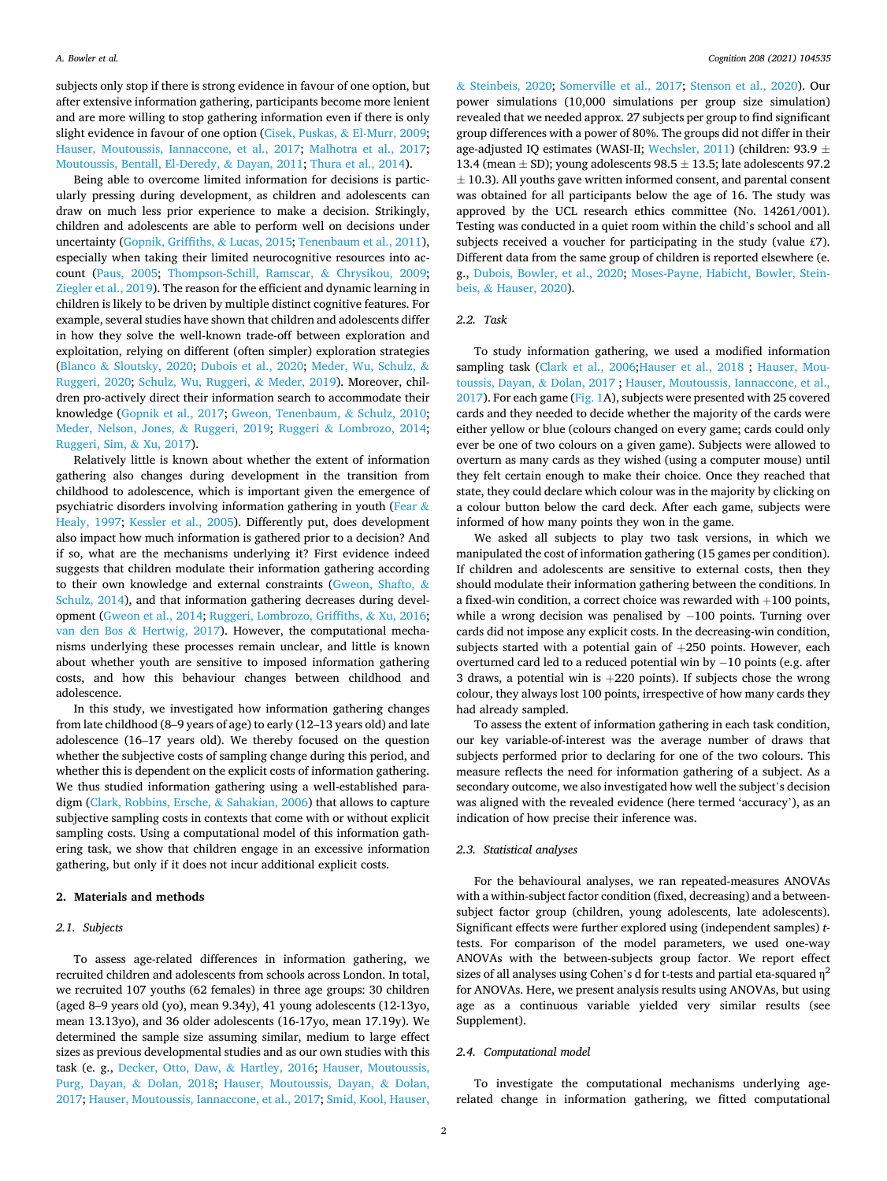subjects only stop if there is strong evidence in favour of one option, but after extensive information gathering, participants become more lenient and are more willing to stop gathering information even if there is only slight evidence in favour of one option (Cisek, Puskas, & El-Murr, 2009; Hauser, Moutoussis, Iannaccone, et al., 2017; Malhotra et al., 2017; Moutoussis, Bentall, El-Deredy, & Dayan, 2011; Thura et al., 2014).

Being able to overcome limited information for decisions is particularly pressing during development, as children and adolescents can draw on much less prior experience to make a decision. Strikingly, children and adolescents are able to perform well on decisions under uncertainty (Gopnik, Griffiths, & Lucas, 2015; Tenenbaum et al., 2011), especially when taking their limited neurocognitive resources into account (Paus, 2005; Thompson-Schill, Ramscar, & Chrysikou, 2009; Ziegler et al., 2019). The reason for the efficient and dynamic learning in children is likely to be driven by multiple distinct cognitive features. For example, several studies have shown that children and adolescents differ in how they solve the well-known trade-off between exploration and exploitation, relying on different (often simpler) exploration strategies (Blanco & Sloutsky, 2020; Dubois et al., 2020; Meder, Wu, Schulz, & Ruggeri, 2020; Schulz, Wu, Ruggeri, & Meder, 2019). Moreover, children pro-actively direct their information search to accommodate their knowledge (Gopnik et al., 2017; Gweon, Tenenbaum, & Schulz, 2010; Meder, Nelson, Jones, & Ruggeri, 2019; Ruggeri & Lombrozo, 2014; Ruggeri, Sim, & Xu, 2017).

Relatively little is known about whether the extent of information gathering also changes during development in the transition from childhood to adolescence, which is important given the emergence of psychiatric disorders involving information gathering in youth (Fear & Healy, 1997; Kessler et al., 2005). Differently put, does development also impact how much information is gathered prior to a decision? And if so, what are the mechanisms underlying it? First evidence indeed suggests that children modulate their information gathering according to their own knowledge and external constraints (Gweon, Shafto, & Schulz, 2014), and that information gathering decreases during development (Gweon et al., 2014; Ruggeri, Lombrozo, Griffiths, & Xu, 2016; van den Bos & Hertwig, 2017). However, the computational mechanisms underlying these processes remain unclear, and little is known about whether youth are sensitive to imposed information gathering costs, and how this behaviour changes between childhood and adolescence.

In this study, we investigated how information gathering changes from late childhood (8–9 years of age) to early (12–13 years old) and late adolescence (16–17 years old). We thereby focused on the question whether the subjective costs of sampling change during this period, and whether this is dependent on the explicit costs of information gathering. We thus studied information gathering using a well-established paradigm (Clark, Robbins, Ersche, & Sahakian, 2006) that allows to capture subjective sampling costs in contexts that come with or without explicit sampling costs. Using a computational model of this information gathering task, we show that children engage in an excessive information gathering, but only if it does not incur additional explicit costs.

## 2. Materials and methods

### 2.1. Subjects

To assess age-related differences in information gathering, we recruited children and adolescents from schools across London. In total, we recruited 107 youths (62 females) in three age groups: 30 children (aged 8–9 years old (yo), mean 9.34y), 41 young adolescents (12-13yo, mean 13.13yo), and 36 older adolescents (16-17yo, mean 17.19y). We determined the sample size assuming similar, medium to large effect sizes as previous developmental studies and as our own studies with this task (e. g., Decker, Otto, Daw, & Hartley, 2016; Hauser, Moutoussis, Purg, Dayan, & Dolan, 2018; Hauser, Moutoussis, Dayan, & Dolan, 2017; Hauser, Moutoussis, Iannaccone, et al., 2017; Smid, Kool, Hauser, & Steinbeis, 2020; Somerville et al., 2017; Stenson et al., 2020). Our power simulations (10,000 simulations per group size simulation) revealed that we needed approx. 27 subjects per group to find significant group differences with a power of 80%. The groups did not differ in their age-adjusted IQ estimates (WASI-II; Wechsler, 2011) (children: 93.9 ± 13.4 (mean ± SD); young adolescents 98.5 ± 13.5; late adolescents 97.2 ± 10.3). All youths gave written informed consent, and parental consent was obtained for all participants below the age of 16. The study was approved by the UCL research ethics committee (No. 14261/001). Testing was conducted in a quiet room within the child's school and all subjects received a voucher for participating in the study (value £7). Different data from the same group of children is reported elsewhere (e. g., Dubois, Bowler, et al., 2020; Moses-Payne, Habicht, Bowler, Steinbeis, & Hauser, 2020).

### 2.2. Task

To study information gathering, we used a modified information sampling task (Clark et al., 2006;Hauser et al., 2018 ; Hauser, Moutoussis, Dayan, & Dolan, 2017 ; Hauser, Moutoussis, Iannaccone, et al., 2017). For each game (Fig. 1A), subjects were presented with 25 covered cards and they needed to decide whether the majority of the cards were either yellow or blue (colours changed on every game; cards could only ever be one of two colours on a given game). Subjects were allowed to overturn as many cards as they wished (using a computer mouse) until they felt certain enough to make their choice. Once they reached that state, they could declare which colour was in the majority by clicking on a colour button below the card deck. After each game, subjects were informed of how many points they won in the game.

We asked all subjects to play two task versions, in which we manipulated the cost of information gathering (15 games per condition). If children and adolescents are sensitive to external costs, then they should modulate their information gathering between the conditions. In a fixed-win condition, a correct choice was rewarded with +100 points, while a wrong decision was penalised by −100 points. Turning over cards did not impose any explicit costs. In the decreasing-win condition, subjects started with a potential gain of +250 points. However, each overturned card led to a reduced potential win by −10 points (e.g. after 3 draws, a potential win is +220 points). If subjects chose the wrong colour, they always lost 100 points, irrespective of how many cards they had already sampled.

To assess the extent of information gathering in each task condition, our key variable-of-interest was the average number of draws that subjects performed prior to declaring for one of the two colours. This measure reflects the need for information gathering of a subject. As a secondary outcome, we also investigated how well the subject's decision was aligned with the revealed evidence (here termed 'accuracy'), as an indication of how precise their inference was.

### 2.3. Statistical analyses

For the behavioural analyses, we ran repeated-measures ANOVAs with a within-subject factor condition (fixed, decreasing) and a between-subject factor group (children, young adolescents, late adolescents). Significant effects were further explored using (independent samples) *t*-tests. For comparison of the model parameters, we used one-way ANOVAs with the between-subjects group factor. We report effect sizes of all analyses using Cohen's d for t-tests and partial eta-squared $\eta^2$ for ANOVAs. Here, we present analysis results using ANOVAs, but using age as a continuous variable yielded very similar results (see Supplement).

### 2.4. Computational model

To investigate the computational mechanisms underlying age-related change in information gathering, we fitted computational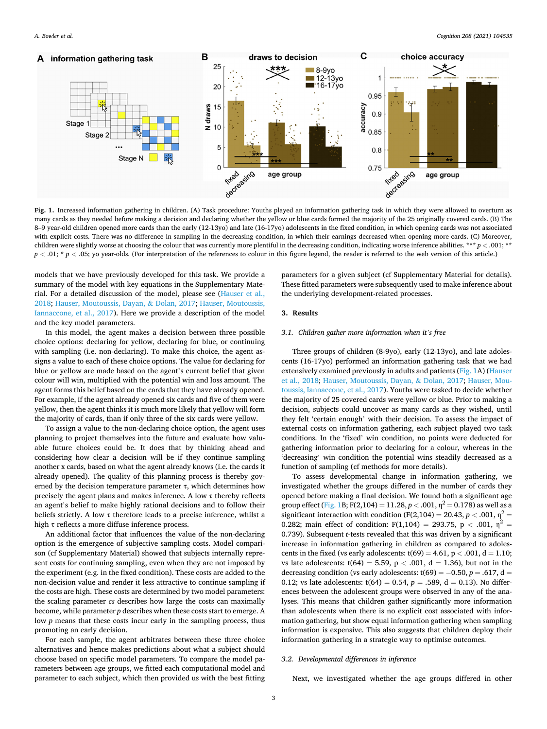**Fig. 1.** Increased information gathering in children. (A) Task procedure: Youths played an information gathering task in which they were allowed to overturn as many cards as they needed before making a decision and declaring whether the yellow or blue cards formed the majority of the 25 originally covered cards. (B) The 8–9 year-old children opened more cards than the early (12-13yo) and late (16-17yo) adolescents in the fixed condition, in which opening cards was not associated with explicit costs. There was no difference in sampling in the decreasing condition, in which their earnings decreased when opening more cards. (C) Moreover, children were slightly worse at choosing the colour that was currently more plentiful in the decreasing condition, indicating worse inference abilities. *** $p < .001$; ** $p < .01$; * $p < .05$; yo year-olds. (For interpretation of the references to colour in this figure legend, the reader is referred to the web version of this article.)

models that we have previously developed for this task. We provide a summary of the model with key equations in the Supplementary Material. For a detailed discussion of the model, please see (Hauser et al., 2018; Hauser, Moutoussis, Dayan, & Dolan, 2017; Hauser, Moutoussis, Iannaccone, et al., 2017). Here we provide a description of the model and the key model parameters.

In this model, the agent makes a decision between three possible choice options: declaring for yellow, declaring for blue, or continuing with sampling (i.e. non-declaring). To make this choice, the agent assigns a value to each of these choice options. The value for declaring for blue or yellow are made based on the agent's current belief that given colour will win, multiplied with the potential win and loss amount. The agent forms this belief based on the cards that they have already opened. For example, if the agent already opened six cards and five of them were yellow, then the agent thinks it is much more likely that yellow will form the majority of cards, than if only three of the six cards were yellow.

To assign a value to the non-declaring choice option, the agent uses planning to project themselves into the future and evaluate how valuable future choices could be. It does that by thinking ahead and considering how clear a decision will be if they continue sampling another x cards, based on what the agent already knows (i.e. the cards it already opened). The quality of this planning process is thereby governed by the decision temperature parameter $\tau$, which determines how precisely the agent plans and makes inference. A low $\tau$ thereby reflects an agent's belief to make highly rational decisions and to follow their beliefs strictly. A low $\tau$ therefore leads to a precise inference, whilst a high $\tau$ reflects a more diffuse inference process.

An additional factor that influences the value of the non-declaring option is the emergence of subjective sampling costs. Model comparison (cf Supplementary Material) showed that subjects internally represent costs for continuing sampling, even when they are not imposed by the experiment (e.g. in the fixed condition). These costs are added to the non-decision value and render it less attractive to continue sampling if the costs are high. These costs are determined by two model parameters: the scaling parameter *cs* describes how large the costs can maximally become, while parameter *p* describes when these costs start to emerge. A low *p* means that these costs incur early in the sampling process, thus promoting an early decision.

For each sample, the agent arbitrates between these three choice alternatives and hence makes predictions about what a subject should choose based on specific model parameters. To compare the model parameters between age groups, we fitted each computational model and parameter to each subject, which then provided us with the best fitting parameters for a given subject (cf Supplementary Material for details). These fitted parameters were subsequently used to make inference about the underlying development-related processes.

## 3. Results

### 3.1. Children gather more information when it's free

Three groups of children (8-9yo), early (12-13yo), and late adolescents (16-17yo) performed an information gathering task that we had extensively examined previously in adults and patients (Fig. 1A) (Hauser et al., 2018; Hauser, Moutoussis, Dayan, & Dolan, 2017; Hauser, Moutoussis, Iannaccone, et al., 2017). Youths were tasked to decide whether the majority of 25 covered cards were yellow or blue. Prior to making a decision, subjects could uncover as many cards as they wished, until they felt 'certain enough' with their decision. To assess the impact of external costs on information gathering, each subject played two task conditions. In the 'fixed' win condition, no points were deducted for gathering information prior to declaring for a colour, whereas in the 'decreasing' win condition the potential wins steadily decreased as a function of sampling (cf methods for more details).

To assess developmental change in information gathering, we investigated whether the groups differed in the number of cards they opened before making a final decision. We found both a significant age group effect (Fig. 1B; $F(2,104) = 11.28$, $p < .001$, $\eta^2 = 0.178$) as well as a significant interaction with condition ($F(2,104) = 20.43$, $p < .001$, $\eta^2 = 0.282$; main effect of condition: $F(1,104) = 293.75$, $p < .001$, $\eta^2 = 0.739$). Subsequent *t*-tests revealed that this was driven by a significant increase in information gathering in children as compared to adolescents in the fixed (vs early adolescents: $t(69) = 4.61$, $p < .001$, $d = 1.10$; vs late adolescents: $t(64) = 5.59$, $p < .001$, $d = 1.36$), but not in the decreasing condition (vs early adolescents: $t(69) = -0.50$, $p = .617$, $d = 0.12$; vs late adolescents: $t(64) = 0.54$, $p = .589$, $d = 0.13$). No differences between the adolescent groups were observed in any of the analyses. This means that children gather significantly more information than adolescents when there is no explicit cost associated with information gathering, but show equal information gathering when sampling information is expensive. This also suggests that children deploy their information gathering in a strategic way to optimise outcomes.

### 3.2. Developmental differences in inference

Next, we investigated whether the age groups differed in other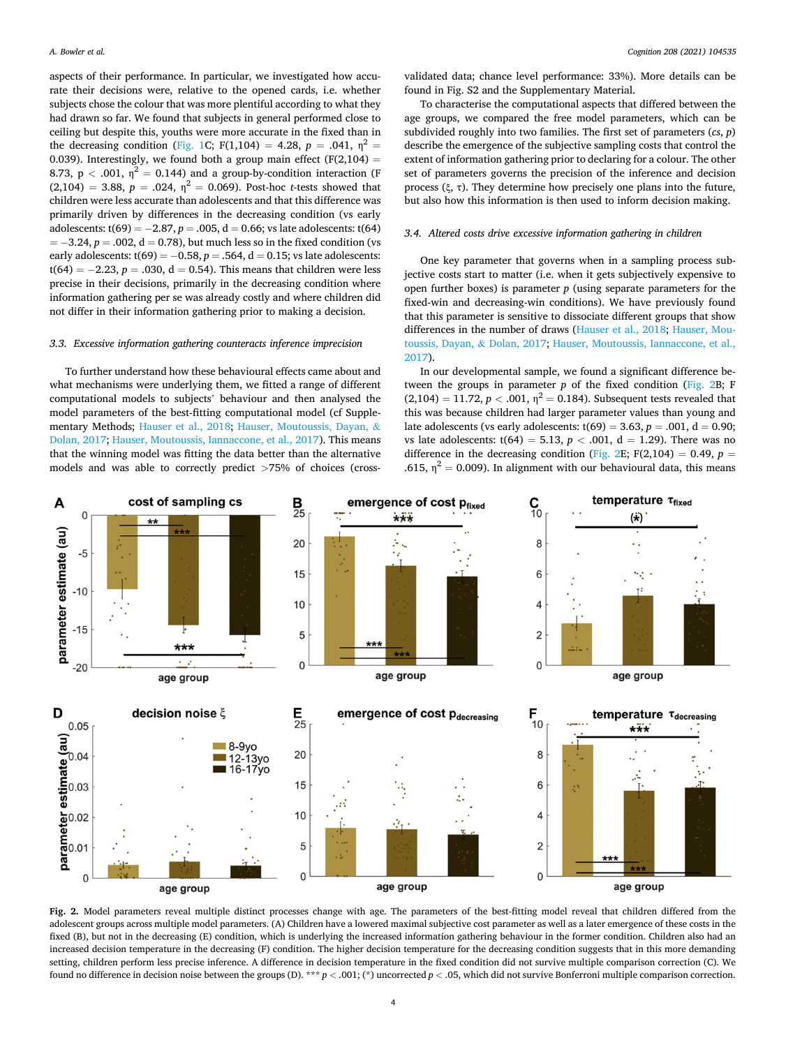aspects of their performance. In particular, we investigated how accurate their decisions were, relative to the opened cards, i.e. whether subjects chose the colour that was more plentiful according to what they had drawn so far. We found that subjects in general performed close to ceiling but despite this, youths were more accurate in the fixed than in the decreasing condition (Fig. 1C; $F(1,104) = 4.28$, $p = .041$, $\eta^2 = 0.039$). Interestingly, we found both a group main effect ($F(2,104) = 8.73$, $p < .001$, $\eta^2 = 0.144$) and a group-by-condition interaction ($F(2,104) = 3.88$, $p = .024$, $\eta^2 = 0.069$). Post-hoc *t*-tests showed that children were less accurate than adolescents and that this difference was primarily driven by differences in the decreasing condition (vs early adolescents: $t(69) = -2.87$, $p = .005$, $d = 0.66$; vs late adolescents: $t(64) = -3.24$, $p = .002$, $d = 0.78$), but much less so in the fixed condition (vs early adolescents: $t(69) = -0.58$, $p = .564$, $d = 0.15$; vs late adolescents: $t(64) = -2.23$, $p = .030$, $d = 0.54$). This means that children were less precise in their decisions, primarily in the decreasing condition where information gathering per se was already costly and where children did not differ in their information gathering prior to making a decision.

### 3.3. *Excessive information gathering counteracts inference imprecision*

To further understand how these behavioural effects came about and what mechanisms were underlying them, we fitted a range of different computational models to subjects' behaviour and then analysed the model parameters of the best-fitting computational model (cf Supplementary Methods; Hauser et al., 2018; Hauser, Moutoussis, Dayan, & Dolan, 2017; Hauser, Moutoussis, Iannaccone, et al., 2017). This means that the winning model was fitting the data better than the alternative models and was able to correctly predict >75% of choices (cross-validated data; chance level performance: 33%). More details can be found in Fig. S2 and the Supplementary Material.

To characterise the computational aspects that differed between the age groups, we compared the free model parameters, which can be subdivided roughly into two families. The first set of parameters ($cs$, $p$) describe the emergence of the subjective sampling costs that control the extent of information gathering prior to declaring for a colour. The other set of parameters governs the precision of the inference and decision process ($\xi$, $\tau$). They determine how precisely one plans into the future, but also how this information is then used to inform decision making.

### 3.4. *Altered costs drive excessive information gathering in children*

One key parameter that governs when in a sampling process subjective costs start to matter (i.e. when it gets subjectively expensive to open further boxes) is parameter $p$ (using separate parameters for the fixed-win and decreasing-win conditions). We have previously found that this parameter is sensitive to dissociate different groups that show differences in the number of draws (Hauser et al., 2018; Hauser, Moutoussis, Dayan, & Dolan, 2017; Hauser, Moutoussis, Iannaccone, et al., 2017).

In our developmental sample, we found a significant difference between the groups in parameter $p$ of the fixed condition (Fig. 2B; $F(2,104) = 11.72$, $p < .001$, $\eta^2 = 0.184$). Subsequent tests revealed that this was because children had larger parameter values than young and late adolescents (vs early adolescents: $t(69) = 3.63$, $p = .001$, $d = 0.90$; vs late adolescents: $t(64) = 5.13$, $p < .001$, $d = 1.29$). There was no difference in the decreasing condition (Fig. 2E; $F(2,104) = 0.49$, $p = .615$, $\eta^2 = 0.009$). In alignment with our behavioural data, this means

**Fig. 2.** Model parameters reveal multiple distinct processes change with age. The parameters of the best-fitting model reveal that children differed from the adolescent groups across multiple model parameters. (A) Children have a lowered maximal subjective cost parameter as well as a later emergence of these costs in the fixed (B), but not in the decreasing (E) condition, which is underlying the increased information gathering behaviour in the former condition. Children also had an increased decision temperature in the decreasing (F) condition. The higher decision temperature for the decreasing condition suggests that in this more demanding setting, children perform less precise inference. A difference in decision temperature in the fixed condition did not survive multiple comparison correction (C). We found no difference in decision noise between the groups (D). *** $p < .001$; (*) uncorrected $p < .05$, which did not survive Bonferroni multiple comparison correction.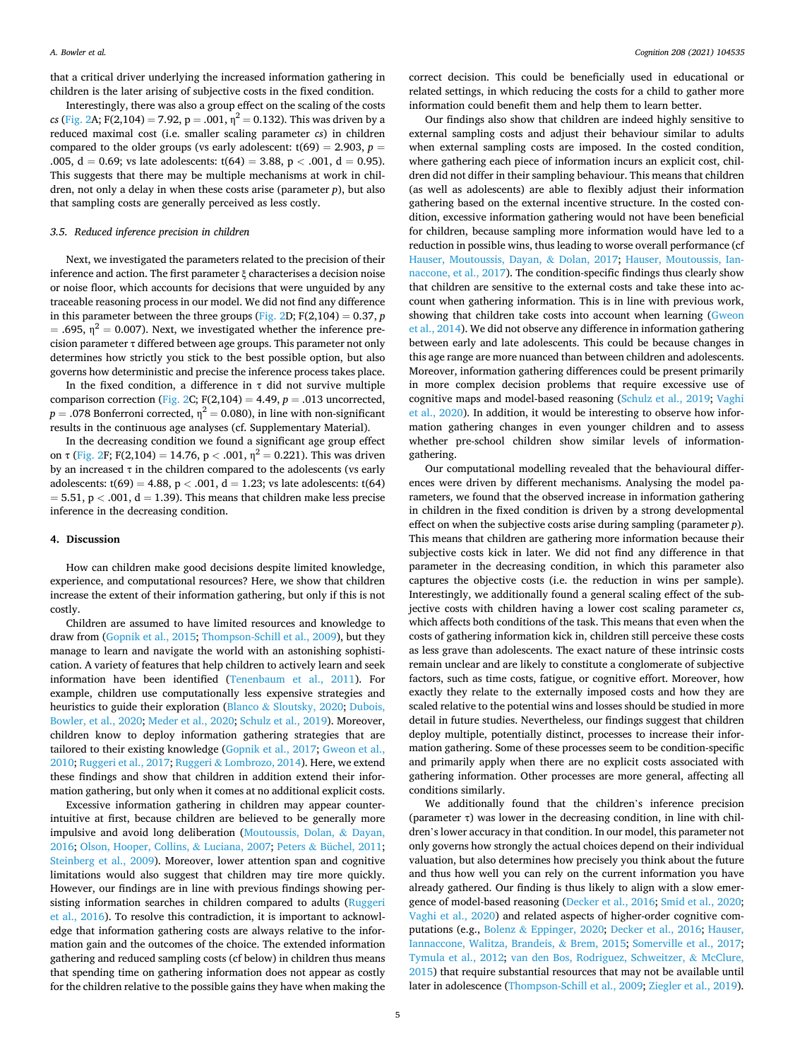that a critical driver underlying the increased information gathering in children is the later arising of subjective costs in the fixed condition.

Interestingly, there was also a group effect on the scaling of the costs *cs* (Fig. 2A; $F(2,104) = 7.92$, $p = .001$, $\eta^2 = 0.132$). This was driven by a reduced maximal cost (i.e. smaller scaling parameter *cs*) in children compared to the older groups (vs early adolescent: $t(69) = 2.903$, $p = .005$, $d = 0.69$; vs late adolescents: $t(64) = 3.88$, $p < .001$, $d = 0.95$). This suggests that there may be multiple mechanisms at work in children, not only a delay in when these costs arise (parameter *p*), but also that sampling costs are generally perceived as less costly.

### 3.5. Reduced inference precision in children

Next, we investigated the parameters related to the precision of their inference and action. The first parameter $\xi$ characterises a decision noise or noise floor, which accounts for decisions that were unguided by any traceable reasoning process in our model. We did not find any difference in this parameter between the three groups (Fig. 2D; $F(2,104) = 0.37$, $p = .695$, $\eta^2 = 0.007$). Next, we investigated whether the inference precision parameter $\tau$ differed between age groups. This parameter not only determines how strictly you stick to the best possible option, but also governs how deterministic and precise the inference process takes place.

In the fixed condition, a difference in $\tau$ did not survive multiple comparison correction (Fig. 2C; $F(2,104) = 4.49$, $p = .013$ uncorrected, $p = .078$ Bonferroni corrected, $\eta^2 = 0.080$), in line with non-significant results in the continuous age analyses (cf. Supplementary Material).

In the decreasing condition we found a significant age group effect on $\tau$ (Fig. 2F; $F(2,104) = 14.76$, $p < .001$, $\eta^2 = 0.221$). This was driven by an increased $\tau$ in the children compared to the adolescents (vs early adolescents: $t(69) = 4.88$, $p < .001$, $d = 1.23$; vs late adolescents: $t(64) = 5.51$, $p < .001$, $d = 1.39$). This means that children make less precise inference in the decreasing condition.

## 4. Discussion

How can children make good decisions despite limited knowledge, experience, and computational resources? Here, we show that children increase the extent of their information gathering, but only if this is not costly.

Children are assumed to have limited resources and knowledge to draw from (Gopnik et al., 2015; Thompson-Schill et al., 2009), but they manage to learn and navigate the world with an astonishing sophistication. A variety of features that help children to actively learn and seek information have been identified (Tenenbaum et al., 2011). For example, children use computationally less expensive strategies and heuristics to guide their exploration (Blanco & Sloutsky, 2020; Dubois, Bowler, et al., 2020; Meder et al., 2020; Schulz et al., 2019). Moreover, children know to deploy information gathering strategies that are tailored to their existing knowledge (Gopnik et al., 2017; Gweon et al., 2010; Ruggeri et al., 2017; Ruggeri & Lombrozo, 2014). Here, we extend these findings and show that children in addition extend their information gathering, but only when it comes at no additional explicit costs.

Excessive information gathering in children may appear counterintuitive at first, because children are believed to be generally more impulsive and avoid long deliberation (Moutoussis, Dolan, & Dayan, 2016; Olson, Hooper, Collins, & Luciana, 2007; Peters & Büchel, 2011; Steinberg et al., 2009). Moreover, lower attention span and cognitive limitations would also suggest that children may tire more quickly. However, our findings are in line with previous findings showing persisting information searches in children compared to adults (Ruggeri et al., 2016). To resolve this contradiction, it is important to acknowledge that information gathering costs are always relative to the information gain and the outcomes of the choice. The extended information gathering and reduced sampling costs (cf below) in children thus means that spending time on gathering information does not appear as costly for the children relative to the possible gains they have when making the correct decision. This could be beneficially used in educational or related settings, in which reducing the costs for a child to gather more information could benefit them and help them to learn better.

Our findings also show that children are indeed highly sensitive to external sampling costs and adjust their behaviour similar to adults when external sampling costs are imposed. In the costed condition, where gathering each piece of information incurs an explicit cost, children did not differ in their sampling behaviour. This means that children (as well as adolescents) are able to flexibly adjust their information gathering based on the external incentive structure. In the costed condition, excessive information gathering would not have been beneficial for children, because sampling more information would have led to a reduction in possible wins, thus leading to worse overall performance (cf Hauser, Moutoussis, Dayan, & Dolan, 2017; Hauser, Moutoussis, Iannaccone, et al., 2017). The condition-specific findings thus clearly show that children are sensitive to the external costs and take these into account when gathering information. This is in line with previous work, showing that children take costs into account when learning (Gweon et al., 2014). We did not observe any difference in information gathering between early and late adolescents. This could be because changes in this age range are more nuanced than between children and adolescents. Moreover, information gathering differences could be present primarily in more complex decision problems that require excessive use of cognitive maps and model-based reasoning (Schulz et al., 2019; Vaghi et al., 2020). In addition, it would be interesting to observe how information gathering changes in even younger children and to assess whether pre-school children show similar levels of information-gathering.

Our computational modelling revealed that the behavioural differences were driven by different mechanisms. Analysing the model parameters, we found that the observed increase in information gathering in children in the fixed condition is driven by a strong developmental effect on when the subjective costs arise during sampling (parameter *p*). This means that children are gathering more information because their subjective costs kick in later. We did not find any difference in that parameter in the decreasing condition, in which this parameter also captures the objective costs (i.e. the reduction in wins per sample). Interestingly, we additionally found a general scaling effect of the subjective costs with children having a lower cost scaling parameter *cs*, which affects both conditions of the task. This means that even when the costs of gathering information kick in, children still perceive these costs as less grave than adolescents. The exact nature of these intrinsic costs remain unclear and are likely to constitute a conglomerate of subjective factors, such as time costs, fatigue, or cognitive effort. Moreover, how exactly they relate to the externally imposed costs and how they are scaled relative to the potential wins and losses should be studied in more detail in future studies. Nevertheless, our findings suggest that children deploy multiple, potentially distinct, processes to increase their information gathering. Some of these processes seem to be condition-specific and primarily apply when there are no explicit costs associated with gathering information. Other processes are more general, affecting all conditions similarly.

We additionally found that the children's inference precision (parameter $\tau$) was lower in the decreasing condition, in line with children's lower accuracy in that condition. In our model, this parameter not only governs how strongly the actual choices depend on their individual valuation, but also determines how precisely you think about the future and thus how well you can rely on the current information you have already gathered. Our finding is thus likely to align with a slow emergence of model-based reasoning (Decker et al., 2016; Smid et al., 2020; Vaghi et al., 2020) and related aspects of higher-order cognitive computations (e.g., Bolenz & Eppinger, 2020; Decker et al., 2016; Hauser, Iannaccone, Walitza, Brandeis, & Brem, 2015; Somerville et al., 2017; Tymula et al., 2012; van den Bos, Rodriguez, Schweitzer, & McClure, 2015) that require substantial resources that may not be available until later in adolescence (Thompson-Schill et al., 2009; Ziegler et al., 2019).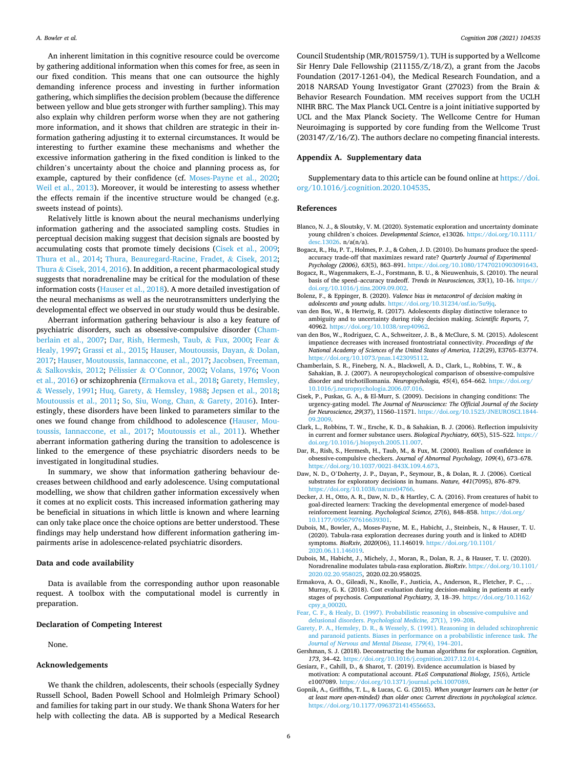An inherent limitation in this cognitive resource could be overcome by gathering additional information when this comes for free, as seen in our fixed condition. This means that one can outsource the highly demanding inference process and investing in further information gathering, which simplifies the decision problem (because the difference between yellow and blue gets stronger with further sampling). This may also explain why children perform worse when they are not gathering more information, and it shows that children are strategic in their information gathering adjusting it to external circumstances. It would be interesting to further examine these mechanisms and whether the excessive information gathering in the fixed condition is linked to the children's uncertainty about the choice and planning process as, for example, captured by their confidence (cf. Moses-Payne et al., 2020; Weil et al., 2013). Moreover, it would be interesting to assess whether the effects remain if the incentive structure would be changed (e.g. sweets instead of points).

Relatively little is known about the neural mechanisms underlying information gathering and the associated sampling costs. Studies in perceptual decision making suggest that decision signals are boosted by accumulating costs that promote timely decisions (Cisek et al., 2009; Thura et al., 2014; Thura, Beauregard-Racine, Fradet, & Cisek, 2012; Thura & Cisek, 2014, 2016). In addition, a recent pharmacological study suggests that noradrenaline may be critical for the modulation of these information costs (Hauser et al., 2018). A more detailed investigation of the neural mechanisms as well as the neurotransmitters underlying the developmental effect we observed in our study would thus be desirable.

Aberrant information gathering behaviour is also a key feature of psychiatric disorders, such as obsessive-compulsive disorder (Chamberlain et al., 2007; Dar, Rish, Hermesh, Taub, & Fux, 2000; Fear & Healy, 1997; Grassi et al., 2015; Hauser, Moutoussis, Dayan, & Dolan, 2017; Hauser, Moutoussis, Iannaccone, et al., 2017; Jacobsen, Freeman, & Salkovskis, 2012; Pélissier & O'Connor, 2002; Volans, 1976; Voon et al., 2016) or schizophrenia (Ermakova et al., 2018; Garety, Hemsley, & Wessely, 1991; Huq, Garety, & Hemsley, 1988; Jepsen et al., 2018; Moutoussis et al., 2011; So, Siu, Wong, Chan, & Garety, 2016). Interestingly, these disorders have been linked to parameters similar to the ones we found change from childhood to adolescence (Hauser, Moutoussis, Iannaccone, et al., 2017; Moutoussis et al., 2011). Whether aberrant information gathering during the transition to adolescence is linked to the emergence of these psychiatric disorders needs to be investigated in longitudinal studies.

In summary, we show that information gathering behaviour decreases between childhood and early adolescence. Using computational modelling, we show that children gather information excessively when it comes at no explicit costs. This increased information gathering may be beneficial in situations in which little is known and where learning can only take place once the choice options are better understood. These findings may help understand how different information gathering impairments arise in adolescence-related psychiatric disorders.

## Data and code availability

Data is available from the corresponding author upon reasonable request. A toolbox with the computational model is currently in preparation.

## Declaration of Competing Interest

None.

## Acknowledgements

We thank the children, adolescents, their schools (especially Sydney Russell School, Baden Powell School and Holmleigh Primary School) and families for taking part in our study. We thank Shona Waters for her help with collecting the data. AB is supported by a Medical Research Council Studentship (MR/R015759/1). TUH is supported by a Wellcome Sir Henry Dale Fellowship (211155/Z/18/Z), a grant from the Jacobs Foundation (2017-1261-04), the Medical Research Foundation, and a 2018 NARSAD Young Investigator Grant (27023) from the Brain & Behavior Research Foundation. MM receives support from the UCLH NIHR BRC. The Max Planck UCL Centre is a joint initiative supported by UCL and the Max Planck Society. The Wellcome Centre for Human Neuroimaging is supported by core funding from the Wellcome Trust (203147/Z/16/Z). The authors declare no competing financial interests.

## Appendix A. Supplementary data

Supplementary data to this article can be found online at https://doi.org/10.1016/j.cognition.2020.104535.

## References

Blanco, N. J., & Sloutsky, V. M. (2020). Systematic exploration and uncertainty dominate young children's choices. *Developmental Science*, e13026. https://doi.org/10.1111/desc.13026. n/a(n/a).

Bogacz, R., Hu, P. T., Holmes, P. J., & Cohen, J. D. (2010). Do humans produce the speed-accuracy trade-off that maximizes reward rate? *Quarterly Journal of Experimental Psychology (2006), 63*(5), 863–891. https://doi.org/10.1080/17470210903091643.

Bogacz, R., Wagenmakers, E.-J., Forstmann, B. U., & Nieuwenhuis, S. (2010). The neural basis of the speed–accuracy tradeoff. *Trends in Neurosciences, 33*(1), 10–16. https://doi.org/10.1016/j.tins.2009.09.002.

Bolenz, F., & Eppinger, B. (2020). *Valence bias in metacontrol of decision making in adolescents and young adults*. https://doi.org/10.31234/osf.io/5u9jq.

van den Bos, W., & Hertwig, R. (2017). Adolescents display distinctive tolerance to ambiguity and to uncertainty during risky decision making. *Scientific Reports, 7*, 40962. https://doi.org/10.1038/srep40962.

van den Bos, W., Rodriguez, C. A., Schweitzer, J. B., & McClure, S. M. (2015). Adolescent impatience decreases with increased frontostriatal connectivity. *Proceedings of the National Academy of Sciences of the United States of America, 112*(29), E3765–E3774. https://doi.org/10.1073/pnas.1423095112.

Chamberlain, S. R., Fineberg, N. A., Blackwell, A. D., Clark, L., Robbins, T. W., & Sahakian, B. J. (2007). A neuropsychological comparison of obsessive-compulsive disorder and trichotillomania. *Neuropsychologia, 45*(4), 654–662. https://doi.org/10.1016/j.neuropsychologia.2006.07.016.

Cisek, P., Puskas, G. A., & El-Murr, S. (2009). Decisions in changing conditions: The urgency-gating model. *The Journal of Neuroscience: The Official Journal of the Society for Neuroscience, 29*(37), 11560–11571. https://doi.org/10.1523/JNEUROSCI.1844-09.2009.

Clark, L., Robbins, T. W., Ersche, K. D., & Sahakian, B. J. (2006). Reflection impulsivity in current and former substance users. *Biological Psychiatry, 60*(5), 515–522. https://doi.org/10.1016/j.biopsych.2005.11.007.

Dar, R., Rish, S., Hermesh, H., Taub, M., & Fux, M. (2000). Realism of confidence in obsessive-compulsive checkers. *Journal of Abnormal Psychology, 109*(4), 673–678. https://doi.org/10.1037/0021-843X.109.4.673.

Daw, N. D., O'Doherty, J. P., Dayan, P., Seymour, B., & Dolan, R. J. (2006). Cortical substrates for exploratory decisions in humans. *Nature, 441*(7095), 876–879. https://doi.org/10.1038/nature04766.

Decker, J. H., Otto, A. R., Daw, N. D., & Hartley, C. A. (2016). From creatures of habit to goal-directed learners: Tracking the developmental emergence of model-based reinforcement learning. *Psychological Science, 27*(6), 848–858. https://doi.org/10.1177/0956797616639301.

Dubois, M., Bowler, A., Moses-Payne, M. E., Habicht, J., Steinbeis, N., & Hauser, T. U. (2020). Tabula-rasa exploration decreases during youth and is linked to ADHD symptoms. *BioRxiv, 2020*(06), 11.146019. https://doi.org/10.1101/2020.06.11.146019.

Dubois, M., Habicht, J., Michely, J., Moran, R., Dolan, R. J., & Hauser, T. U. (2020). Noradrenaline modulates tabula-rasa exploration. *BioRxiv*. https://doi.org/10.1101/2020.02.20.958025, 2020.02.20.958025.

Ermakova, A. O., Gileadi, N., Knolle, F., Justicia, A., Anderson, R., Fletcher, P. C., … Murray, G. K. (2018). Cost evaluation during decision-making in patients at early stages of psychosis. *Computational Psychiatry, 3*, 18–39. https://doi.org/10.1162/cpsy_a_00020.

Fear, C. F., & Healy, D. (1997). Probabilistic reasoning in obsessive-compulsive and delusional disorders. *Psychological Medicine, 27*(1), 199–208.

Garety, P. A., Hemsley, D. R., & Wessely, S. (1991). Reasoning in deluded schizophrenic and paranoid patients. Biases in performance on a probabilistic inference task. *The Journal of Nervous and Mental Disease, 179*(4), 194–201.

Gershman, S. J. (2018). Deconstructing the human algorithms for exploration. *Cognition, 173*, 34–42. https://doi.org/10.1016/j.cognition.2017.12.014.

Gesiarz, F., Cahill, D., & Sharot, T. (2019). Evidence accumulation is biased by motivation: A computational account. *PLoS Computational Biology, 15*(6), Article e1007089. https://doi.org/10.1371/journal.pcbi.1007089.

Gopnik, A., Griffiths, T. L., & Lucas, C. G. (2015). *When younger learners can be better (or at least more open-minded) than older ones: Current directions in psychological science*. https://doi.org/10.1177/0963721414556653.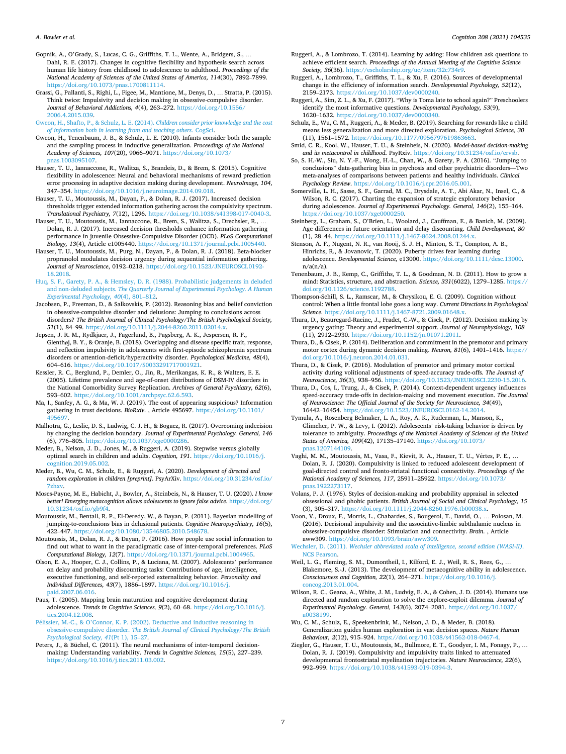Gopnik, A., O'Grady, S., Lucas, C. G., Griffiths, T. L., Wente, A., Bridgers, S., … Dahl, R. E. (2017). Changes in cognitive flexibility and hypothesis search across human life history from childhood to adolescence to adulthood. *Proceedings of the National Academy of Sciences of the United States of America, 114*(30), 7892–7899. https://doi.org/10.1073/pnas.1700811114.

Grassi, G., Pallanti, S., Righi, L., Figee, M., Mantione, M., Denys, D., … Stratta, P. (2015). Think twice: Impulsivity and decision making in obsessive-compulsive disorder. *Journal of Behavioral Addictions, 4*(4), 263–272. https://doi.org/10.1556/2006.4.2015.039.

Gweon, H., Shafto, P., & Schulz, L. E. (2014). *Children consider prior knowledge and the cost of information both in learning from and teaching others.* CogSci.

Gweon, H., Tenenbaum, J. B., & Schulz, L. E. (2010). Infants consider both the sample and the sampling process in inductive generalization. *Proceedings of the National Academy of Sciences, 107*(20), 9066–9071. https://doi.org/10.1073/pnas.1003095107.

Hauser, T. U., Iannaccone, R., Walitza, S., Brandeis, D., & Brem, S. (2015). Cognitive flexibility in adolescence: Neural and behavioral mechanisms of reward prediction error processing in adaptive decision making during development. *NeuroImage, 104*, 347–354. https://doi.org/10.1016/j.neuroimage.2014.09.018.

Hauser, T. U., Moutoussis, M., Dayan, P., & Dolan, R. J. (2017). Increased decision thresholds trigger extended information gathering across the compulsivity spectrum. *Translational Psychiatry, 7*(12), 1296. https://doi.org/10.1038/s41398-017-0040-3.

Hauser, T. U., Moutoussis, M., Iannaccone, R., Brem, S., Walitza, S., Drechsler, R., … Dolan, R. J. (2017). Increased decision thresholds enhance information gathering performance in juvenile Obsessive-Compulsive Disorder (OCD). *PLoS Computational Biology, 13*(4), Article e1005440. https://doi.org/10.1371/journal.pcbi.1005440.

Hauser, T. U., Moutoussis, M., Purg, N., Dayan, P., & Dolan, R. J. (2018). Beta-blocker propranolol modulates decision urgency during sequential information gathering. *Journal of Neuroscience*, 0192–0218. https://doi.org/10.1523/JNEUROSCI.0192-18.2018.

Huq, S. F., Garety, P. A., & Hemsley, D. R. (1988). Probabilistic judgements in deluded and non-deluded subjects. *The Quarterly Journal of Experimental Psychology. A Human Experimental Psychology, 40*(4), 801–812.

Jacobsen, P., Freeman, D., & Salkovskis, P. (2012). Reasoning bias and belief conviction in obsessive-compulsive disorder and delusions: Jumping to conclusions across disorders? *The British Journal of Clinical Psychology/The British Psychological Society, 51*(1), 84–99. https://doi.org/10.1111/j.2044-8260.2011.02014.x.

Jepsen, J. R. M., Rydkjaer, J., Fagerlund, B., Pagsberg, A. K., Jespersen, R. F., Glenthøj, B. Y., & Oranje, B. (2018). Overlapping and disease specific trait, response, and reflection impulsivity in adolescents with first-episode schizophrenia spectrum disorders or attention-deficit/hyperactivity disorder. *Psychological Medicine, 48*(4), 604–616. https://doi.org/10.1017/S0033291717001921.

Kessler, R. C., Berglund, P., Demler, O., Jin, R., Merikangas, K. R., & Walters, E. E. (2005). Lifetime prevalence and age-of-onset distributions of DSM-IV disorders in the National Comorbidity Survey Replication. *Archives of General Psychiatry, 62*(6), 593–602. https://doi.org/10.1001/archpsyc.62.6.593.

Ma, I., Sanfey, A. G., & Ma, W. J. (2019). The cost of appearing suspicious? Information gathering in trust decisions. *BioRxiv.* , Article 495697. https://doi.org/10.1101/495697.

Malhotra, G., Leslie, D. S., Ludwig, C. J. H., & Bogacz, R. (2017). Overcoming indecision by changing the decision boundary. *Journal of Experimental Psychology. General, 146*(6), 776–805. https://doi.org/10.1037/xge0000286.

Meder, B., Nelson, J. D., Jones, M., & Ruggeri, A. (2019). Stepwise versus globally optimal search in children and adults. *Cognition, 191*. https://doi.org/10.1016/j.cognition.2019.05.002.

Meder, B., Wu, C. M., Schulz, E., & Ruggeri, A. (2020). *Development of directed and random exploration in children [preprint]*. PsyArXiv. https://doi.org/10.31234/osf.io/7zhxv.

Moses-Payne, M. E., Habicht, J., Bowler, A., Steinbeis, N., & Hauser, T. U. (2020). *I know better! Emerging metacognition allows adolescents to ignore false advice*. https://doi.org/10.31234/osf.io/gb9f4.

Moutoussis, M., Bentall, R. P., El-Deredy, W., & Dayan, P. (2011). Bayesian modelling of jumping-to-conclusions bias in delusional patients. *Cognitive Neuropsychiatry, 16*(5), 422–447. https://doi.org/10.1080/13546805.2010.548678.

Moutoussis, M., Dolan, R. J., & Dayan, P. (2016). How people use social information to find out what to want in the paradigmatic case of inter-temporal preferences. *PLoS Computational Biology, 12*(7). https://doi.org/10.1371/journal.pcbi.1004965.

Olson, E. A., Hooper, C. J., Collins, P., & Luciana, M. (2007). Adolescents' performance on delay and probability discounting tasks: Contributions of age, intelligence, executive functioning, and self-reported externalizing behavior. *Personality and Individual Differences, 43*(7), 1886–1897. https://doi.org/10.1016/j.paid.2007.06.016.

Paus, T. (2005). Mapping brain maturation and cognitive development during adolescence. *Trends in Cognitive Sciences, 9*(2), 60–68. https://doi.org/10.1016/j.tics.2004.12.008.

Pélissier, M.-C., & O'Connor, K. P. (2002). Deductive and inductive reasoning in obsessive-compulsive disorder. *The British Journal of Clinical Psychology/The British Psychological Society, 41*(Pt 1), 15–27.

Peters, J., & Büchel, C. (2011). The neural mechanisms of inter-temporal decision-making: Understanding variability. *Trends in Cognitive Sciences, 15*(5), 227–239. https://doi.org/10.1016/j.tics.2011.03.002.

Ruggeri, A., & Lombrozo, T. (2014). Learning by asking: How children ask questions to achieve efficient search. *Proceedings of the Annual Meeting of the Cognitive Science Society, 36*(36). https://escholarship.org/uc/item/32c734r9.

Ruggeri, A., Lombrozo, T., Griffiths, T. L., & Xu, F. (2016). Sources of developmental change in the efficiency of information search. *Developmental Psychology, 52*(12), 2159–2173. https://doi.org/10.1037/dev0000240.

Ruggeri, A., Sim, Z. L., & Xu, F. (2017). "Why is Toma late to school again?" Preschoolers identify the most informative questions. *Developmental Psychology, 53*(9), 1620–1632. https://doi.org/10.1037/dev0000340.

Schulz, E., Wu, C. M., Ruggeri, A., & Meder, B. (2019). Searching for rewards like a child means less generalization and more directed exploration. *Psychological Science, 30*(11), 1561–1572. https://doi.org/10.1177/0956797619863663.

Smid, C. R., Kool, W., Hauser, T. U., & Steinbeis, N. (2020). *Model-based decision-making and its metacontrol in childhood.* PsyRxiv. https://doi.org/10.31234/osf.io/ervsb.

So, S. H.-W., Siu, N. Y.-F., Wong, H.-L., Chan, W., & Garety, P. A. (2016). "Jumping to conclusions" data-gathering bias in psychosis and other psychiatric disorders—Two meta-analyses of comparisons between patients and healthy individuals. *Clinical Psychology Review*. https://doi.org/10.1016/j.cpr.2016.05.001.

Somerville, L. H., Sasse, S. F., Garrad, M. C., Drysdale, A. T., Abi Akar, N., Insel, C., & Wilson, R. C. (2017). Charting the expansion of strategic exploratory behavior during adolescence. *Journal of Experimental Psychology. General, 146*(2), 155–164. https://doi.org/10.1037/xge0000250.

Steinberg, L., Graham, S., O'Brien, L., Woolard, J., Cauffman, E., & Banich, M. (2009). Age differences in future orientation and delay discounting. *Child Development, 80*(1), 28–44. https://doi.org/10.1111/j.1467-8624.2008.01244.x.

Stenson, A. F., Nugent, N. R., van Rooij, S. J. H., Minton, S. T., Compton, A. B., Hinrichs, R., & Jovanovic, T. (2020). Puberty drives fear learning during adolescence. *Developmental Science*, e13000. https://doi.org/10.1111/desc.13000. n/a(n/a).

Tenenbaum, J. B., Kemp, C., Griffiths, T. L., & Goodman, N. D. (2011). How to grow a mind: Statistics, structure, and abstraction. *Science, 331*(6022), 1279–1285. https://doi.org/10.1126/science.1192788.

Thompson-Schill, S. L., Ramscar, M., & Chrysikou, E. G. (2009). Cognition without control: When a little frontal lobe goes a long way. *Current Directions in Psychological Science*. https://doi.org/10.1111/j.1467-8721.2009.01648.x.

Thura, D., Beauregard-Racine, J., Fradet, C.-W., & Cisek, P. (2012). Decision making by urgency gating: Theory and experimental support. *Journal of Neurophysiology, 108*(11), 2912–2930. https://doi.org/10.1152/jn.01071.2011.

Thura, D., & Cisek, P. (2014). Deliberation and commitment in the premotor and primary motor cortex during dynamic decision making. *Neuron, 81*(6), 1401–1416. https://doi.org/10.1016/j.neuron.2014.01.031.

Thura, D., & Cisek, P. (2016). Modulation of premotor and primary motor cortical activity during volitional adjustments of speed-accuracy trade-offs. *The Journal of Neuroscience, 36*(3), 938–956. https://doi.org/10.1523/JNEUROSCI.2230-15.2016.

Thura, D., Cos, I., Trung, J., & Cisek, P. (2014). Context-dependent urgency influences speed-accuracy trade-offs in decision-making and movement execution. *The Journal of Neuroscience: The Official Journal of the Society for Neuroscience, 34*(49), 16442–16454. https://doi.org/10.1523/JNEUROSCI.0162-14.2014.

Tymula, A., Rosenberg Belmaker, L. A., Roy, A. K., Ruderman, L., Manson, K., Glimcher, P. W., & Levy, I. (2012). Adolescents' risk-taking behavior is driven by tolerance to ambiguity. *Proceedings of the National Academy of Sciences of the United States of America, 109*(42), 17135–17140. https://doi.org/10.1073/pnas.1207144109.

Vaghi, M. M., Moutoussis, M., Vasa, F., Kievit, R. A., Hauser, T. U., Vértes, P. E., … Dolan, R. J. (2020). Compulsivity is linked to reduced adolescent development of goal-directed control and fronto-striatal functional connectivity. *Proceedings of the National Academy of Sciences, 117*, 25911–25922. https://doi.org/10.1073/pnas.1922273117.

Volans, P. J. (1976). Styles of decision-making and probability appraisal in selected obsessional and phobic patients. *British Journal of Social and Clinical Psychology, 15*(3), 305–317. https://doi.org/10.1111/j.2044-8260.1976.tb00038.x.

Voon, V., Droux, F., Morris, L., Chabardes, S., Bougerol, T., David, O., … Polosan, M. (2016). Decisional impulsivity and the associative-limbic subthalamic nucleus in obsessive-compulsive disorder: Stimulation and connectivity. *Brain.* , Article aww309. https://doi.org/10.1093/brain/aww309.

Wechsler, D. (2011). *Wechsler abbreviated scala of intelligence, second edition (WASI-II)*. NCS Pearson.

Weil, L. G., Fleming, S. M., Dumontheil, I., Kilford, E. J., Weil, R. S., Rees, G., … Blakemore, S.-J. (2013). The development of metacognitive ability in adolescence. *Consciousness and Cognition, 22*(1), 264–271. https://doi.org/10.1016/j.concog.2013.01.004.

Wilson, R. C., Geana, A., White, J. M., Ludvig, E. A., & Cohen, J. D. (2014). Humans use directed and random exploration to solve the explore-exploit dilemma. *Journal of Experimental Psychology. General, 143*(6), 2074–2081. https://doi.org/10.1037/a0038199.

Wu, C. M., Schulz, E., Speekenbrink, M., Nelson, J. D., & Meder, B. (2018). Generalization guides human exploration in vast decision spaces. *Nature Human Behaviour, 2*(12), 915–924. https://doi.org/10.1038/s41562-018-0467-4.

Ziegler, G., Hauser, T. U., Moutoussis, M., Bullmore, E. T., Goodyer, I. M., Fonagy, P., … Dolan, R. J. (2019). Compulsivity and impulsivity traits linked to attenuated developmental frontostriatal myelination trajectories. *Nature Neuroscience, 22*(6), 992–999. https://doi.org/10.1038/s41593-019-0394-3.